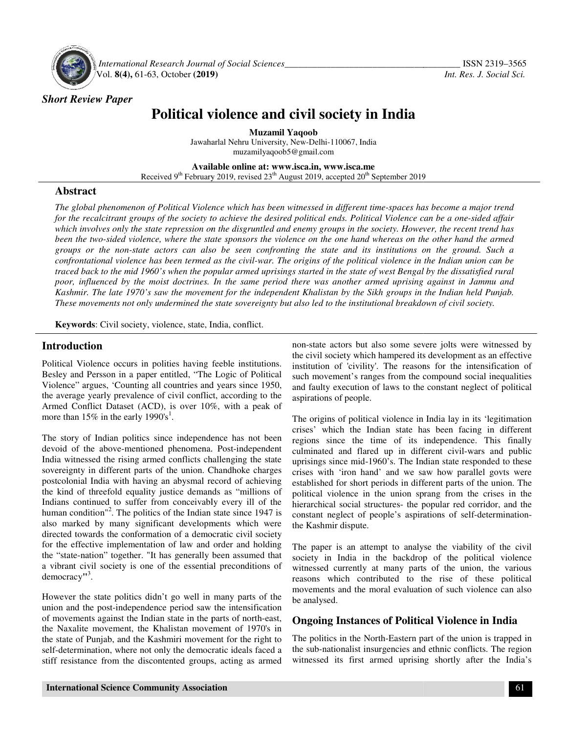*Short Review Paper*

# Political violence and civil society in India

**Muzamil Yaqoob**

Jawaharlal Nehru University, New-Delhi-110067, India
muzamilyaqoob5@gmail.com

**Available online at: www.isca.in, www.isca.me**
Received 9th February 2019, revised 23rd August 2019, accepted 20th September 2019

## Abstract

*The global phenomenon of Political Violence which has been witnessed in different time-spaces has become a major trend for the recalcitrant groups of the society to achieve the desired political ends. Political Violence can be a one-sided affair which involves only the state repression on the disgruntled and enemy groups in the society. However, the recent trend has been the two-sided violence, where the state sponsors the violence on the one hand whereas on the other hand the armed groups or the non-state actors can also be seen confronting the state and its institutions on the ground. Such a confrontational violence has been termed as the civil-war. The origins of the political violence in the Indian union can be traced back to the mid 1960's when the popular armed uprisings started in the state of west Bengal by the dissatisfied rural poor, influenced by the moist doctrines. In the same period there was another armed uprising against in Jammu and Kashmir. The late 1970's saw the movement for the independent Khalistan by the Sikh groups in the Indian held Punjab. These movements not only undermined the state sovereignty but also led to the institutional breakdown of civil society.*

**Keywords**: Civil society, violence, state, India, conflict.

## Introduction

Political Violence occurs in polities having feeble institutions. Besley and Persson in a paper entitled, "The Logic of Political Violence" argues, 'Counting all countries and years since 1950, the average yearly prevalence of civil conflict, according to the Armed Conflict Dataset (ACD), is over 10%, with a peak of more than 15% in the early 1990's[1].

The story of Indian politics since independence has not been devoid of the above-mentioned phenomena. Post-independent India witnessed the rising armed conflicts challenging the state sovereignty in different parts of the union. Chandhoke charges postcolonial India with having an abysmal record of achieving the kind of threefold equality justice demands as "millions of Indians continued to suffer from conceivably every ill of the human condition"[2]. The politics of the Indian state since 1947 is also marked by many significant developments which were directed towards the conformation of a democratic civil society for the effective implementation of law and order and holding the "state-nation" together. "It has generally been assumed that a vibrant civil society is one of the essential preconditions of democracy"[3].

However the state politics didn't go well in many parts of the union and the post-independence period saw the intensification of movements against the Indian state in the parts of north-east, the Naxalite movement, the Khalistan movement of 1970's in the state of Punjab, and the Kashmiri movement for the right to self-determination, where not only the democratic ideals faced a stiff resistance from the discontented groups, acting as armed non-state actors but also some severe jolts were witnessed by the civil society which hampered its development as an effective institution of 'civility'. The reasons for the intensification of such movement's ranges from the compound social inequalities and faulty execution of laws to the constant neglect of political aspirations of people.

The origins of political violence in India lay in its 'legitimation crises' which the Indian state has been facing in different regions since the time of its independence. This finally culminated and flared up in different civil-wars and public uprisings since mid-1960's. The Indian state responded to these crises with 'iron hand' and we saw how parallel govts were established for short periods in different parts of the union. The political violence in the union sprang from the crises in the hierarchical social structures- the popular red corridor, and the constant neglect of people's aspirations of self-determination- the Kashmir dispute.

The paper is an attempt to analyse the viability of the civil society in India in the backdrop of the political violence witnessed currently at many parts of the union, the various reasons which contributed to the rise of these political movements and the moral evaluation of such violence can also be analysed.

## Ongoing Instances of Political Violence in India

The politics in the North-Eastern part of the union is trapped in the sub-nationalist insurgencies and ethnic conflicts. The region witnessed its first armed uprising shortly after the India's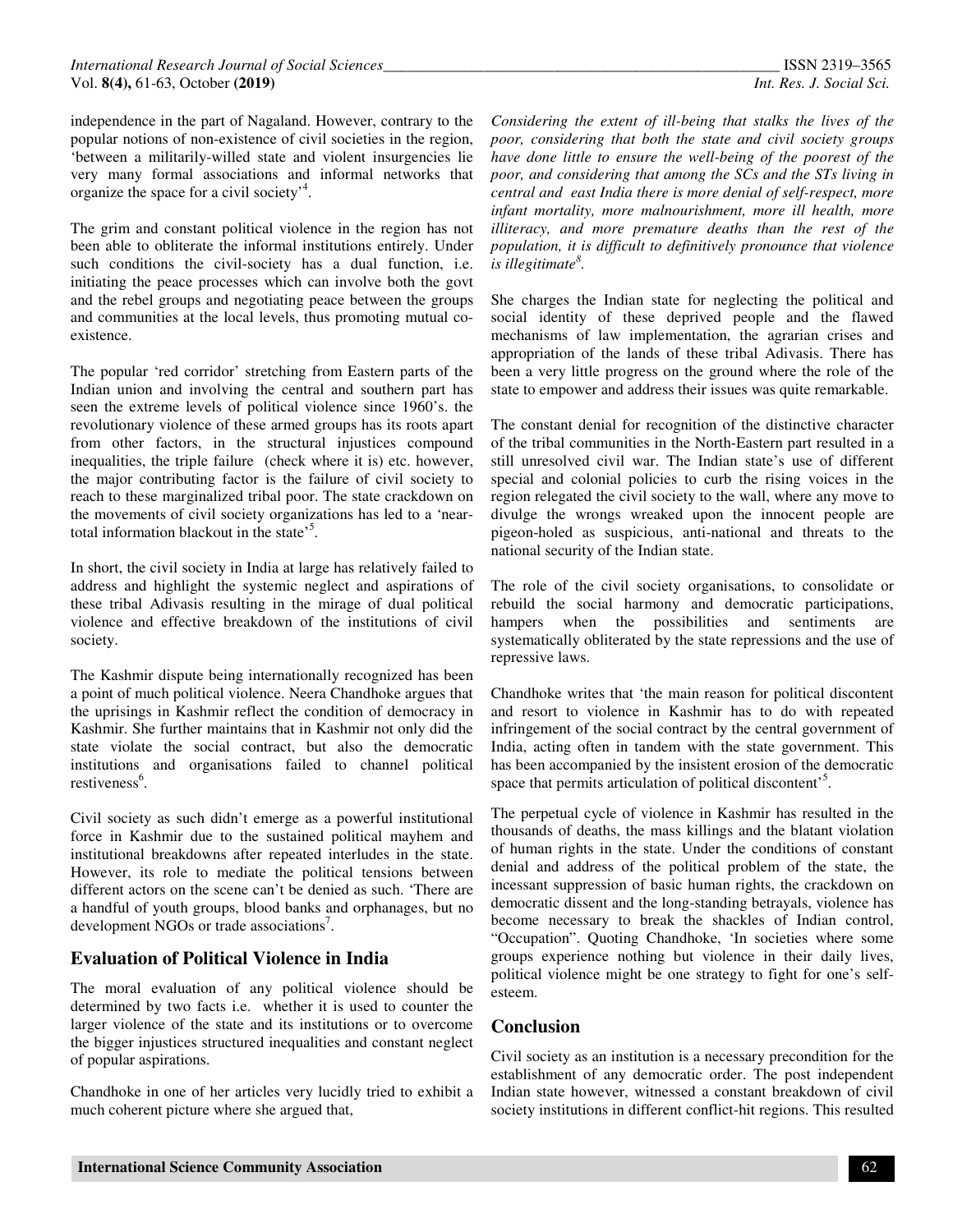independence in the part of Nagaland. However, contrary to the popular notions of non-existence of civil societies in the region, 'between a militarily-willed state and violent insurgencies lie very many formal associations and informal networks that organize the space for a civil society'[4].

The grim and constant political violence in the region has not been able to obliterate the informal institutions entirely. Under such conditions the civil-society has a dual function, i.e. initiating the peace processes which can involve both the govt and the rebel groups and negotiating peace between the groups and communities at the local levels, thus promoting mutual co-existence.

The popular 'red corridor' stretching from Eastern parts of the Indian union and involving the central and southern part has seen the extreme levels of political violence since 1960's. the revolutionary violence of these armed groups has its roots apart from other factors, in the structural injustices compound inequalities, the triple failure (check where it is) etc. however, the major contributing factor is the failure of civil society to reach to these marginalized tribal poor. The state crackdown on the movements of civil society organizations has led to a 'near-total information blackout in the state'[5].

In short, the civil society in India at large has relatively failed to address and highlight the systemic neglect and aspirations of these tribal Adivasis resulting in the mirage of dual political violence and effective breakdown of the institutions of civil society.

The Kashmir dispute being internationally recognized has been a point of much political violence. Neera Chandhoke argues that the uprisings in Kashmir reflect the condition of democracy in Kashmir. She further maintains that in Kashmir not only did the state violate the social contract, but also the democratic institutions and organisations failed to channel political restiveness[6].

Civil society as such didn't emerge as a powerful institutional force in Kashmir due to the sustained political mayhem and institutional breakdowns after repeated interludes in the state. However, its role to mediate the political tensions between different actors on the scene can't be denied as such. 'There are a handful of youth groups, blood banks and orphanages, but no development NGOs or trade associations'[7].

## Evaluation of Political Violence in India

The moral evaluation of any political violence should be determined by two facts i.e. whether it is used to counter the larger violence of the state and its institutions or to overcome the bigger injustices structured inequalities and constant neglect of popular aspirations.

Chandhoke in one of her articles very lucidly tried to exhibit a much coherent picture where she argued that,

*Considering the extent of ill-being that stalks the lives of the poor, considering that both the state and civil society groups have done little to ensure the well-being of the poorest of the poor, and considering that among the SCs and the STs living in central and east India there is more denial of self-respect, more infant mortality, more malnourishment, more ill health, more illiteracy, and more premature deaths than the rest of the population, it is difficult to definitively pronounce that violence is illegitimate*[8].

She charges the Indian state for neglecting the political and social identity of these deprived people and the flawed mechanisms of law implementation, the agrarian crises and appropriation of the lands of these tribal Adivasis. There has been a very little progress on the ground where the role of the state to empower and address their issues was quite remarkable.

The constant denial for recognition of the distinctive character of the tribal communities in the North-Eastern part resulted in a still unresolved civil war. The Indian state's use of different special and colonial policies to curb the rising voices in the region relegated the civil society to the wall, where any move to divulge the wrongs wreaked upon the innocent people are pigeon-holed as suspicious, anti-national and threats to the national security of the Indian state.

The role of the civil society organisations, to consolidate or rebuild the social harmony and democratic participations, hampers when the possibilities and sentiments are systematically obliterated by the state repressions and the use of repressive laws.

Chandhoke writes that 'the main reason for political discontent and resort to violence in Kashmir has to do with repeated infringement of the social contract by the central government of India, acting often in tandem with the state government. This has been accompanied by the insistent erosion of the democratic space that permits articulation of political discontent'[5].

The perpetual cycle of violence in Kashmir has resulted in the thousands of deaths, the mass killings and the blatant violation of human rights in the state. Under the conditions of constant denial and address of the political problem of the state, the incessant suppression of basic human rights, the crackdown on democratic dissent and the long-standing betrayals, violence has become necessary to break the shackles of Indian control, "Occupation". Quoting Chandhoke, 'In societies where some groups experience nothing but violence in their daily lives, political violence might be one strategy to fight for one's self-esteem.

## Conclusion

Civil society as an institution is a necessary precondition for the establishment of any democratic order. The post independent Indian state however, witnessed a constant breakdown of civil society institutions in different conflict-hit regions. This resulted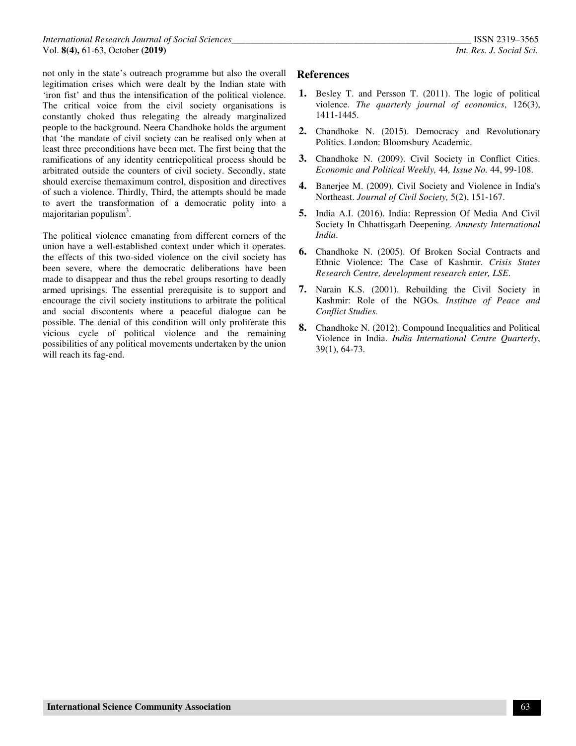not only in the state's outreach programme but also the overall legitimation crises which were dealt by the Indian state with 'iron fist' and thus the intensification of the political violence. The critical voice from the civil society organisations is constantly choked thus relegating the already marginalized people to the background. Neera Chandhoke holds the argument that 'the mandate of civil society can be realised only when at least three preconditions have been met. The first being that the ramifications of any identity centricpolitical process should be arbitrated outside the counters of civil society. Secondly, state should exercise themaximum control, disposition and directives of such a violence. Thirdly, Third, the attempts should be made to avert the transformation of a democratic polity into a majoritarian populism[3].

The political violence emanating from different corners of the union have a well-established context under which it operates. the effects of this two-sided violence on the civil society has been severe, where the democratic deliberations have been made to disappear and thus the rebel groups resorting to deadly armed uprisings. The essential prerequisite is to support and encourage the civil society institutions to arbitrate the political and social discontents where a peaceful dialogue can be possible. The denial of this condition will only proliferate this vicious cycle of political violence and the remaining possibilities of any political movements undertaken by the union will reach its fag-end.

## References

1. Besley T. and Persson T. (2011). The logic of political violence. *The quarterly journal of economics*, 126(3), 1411-1445.
2. Chandhoke N. (2015). Democracy and Revolutionary Politics. London: Bloomsbury Academic.
3. Chandhoke N. (2009). Civil Society in Conflict Cities. *Economic and Political Weekly,* 44*, Issue No.* 44, 99-108.
4. Banerjee M. (2009). Civil Society and Violence in India's Northeast. *Journal of Civil Society,* 5(2), 151-167.
5. India A.I. (2016). India: Repression Of Media And Civil Society In Chhattisgarh Deepening*. Amnesty International India*.
6. Chandhoke N. (2005). Of Broken Social Contracts and Ethnic Violence: The Case of Kashmir. *Crisis States Research Centre, development research enter, LSE*.
7. Narain K.S. (2001). Rebuilding the Civil Society in Kashmir: Role of the NGOs*. Institute of Peace and Conflict Studies*.
8. Chandhoke N. (2012). Compound Inequalities and Political Violence in India. *India International Centre Quarterly*, 39(1), 64-73.